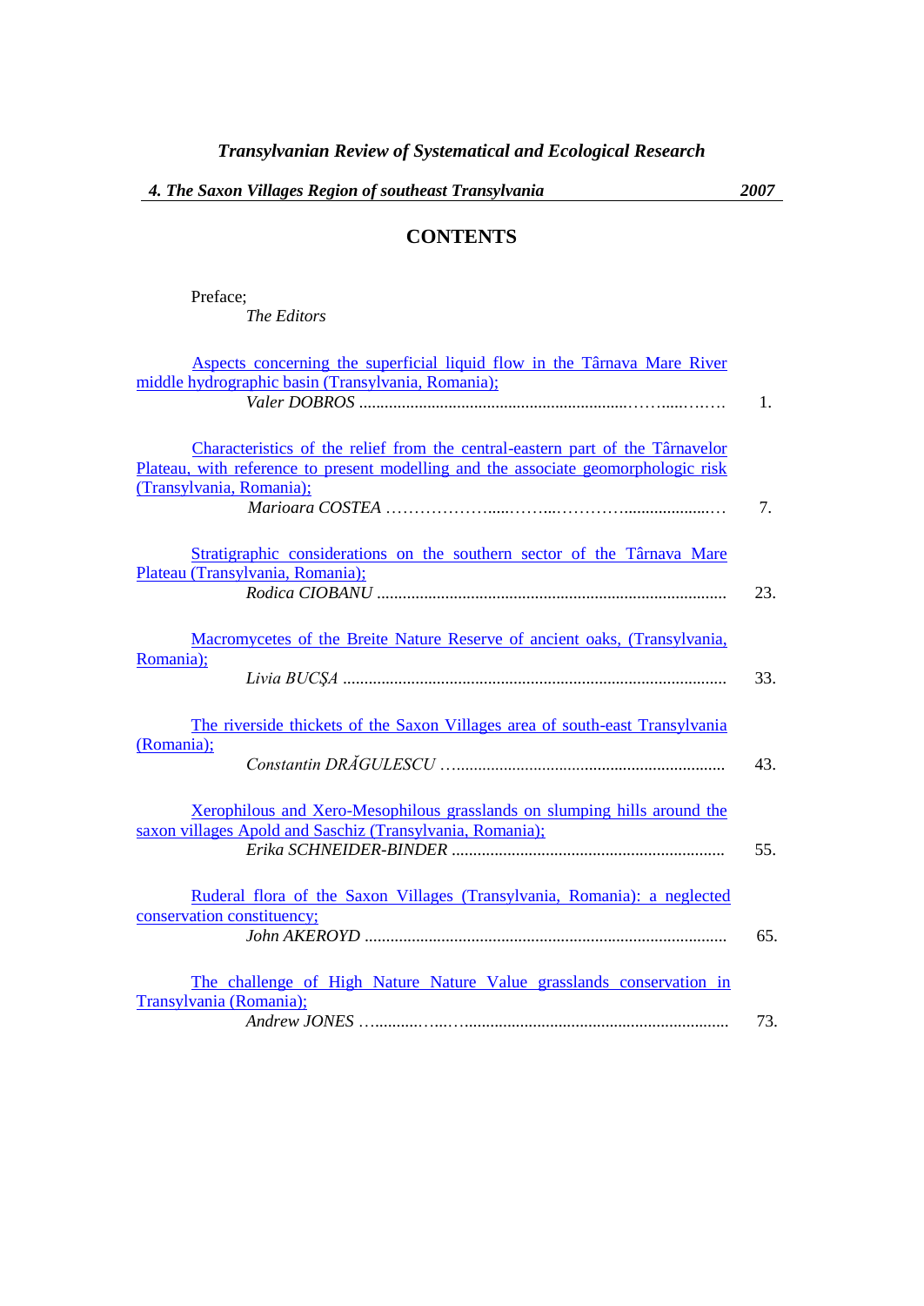*Transylvanian Review of Systematical and Ecological Research*

***4. The Saxon Villages Region of southeast Transylvania*** ***2007***

# CONTENTS

Preface;
*The Editors*

Aspects concerning the superficial liquid flow in the Târnava Mare River middle hydrographic basin (Transylvania, Romania);
*Valer DOBROS* .......... 1.

Characteristics of the relief from the central-eastern part of the Târnavelor Plateau, with reference to present modelling and the associate geomorphologic risk (Transylvania, Romania);
*Marioara COSTEA* .......... 7.

Stratigraphic considerations on the southern sector of the Târnava Mare Plateau (Transylvania, Romania);
*Rodica CIOBANU* .......... 23.

Macromycetes of the Breite Nature Reserve of ancient oaks, (Transylvania, Romania);
*Livia BUCŞA* .......... 33.

The riverside thickets of the Saxon Villages area of south-east Transylvania (Romania);
*Constantin DRĂGULESCU* .......... 43.

Xerophilous and Xero-Mesophilous grasslands on slumping hills around the saxon villages Apold and Saschiz (Transylvania, Romania);
*Erika SCHNEIDER-BINDER* .......... 55.

Ruderal flora of the Saxon Villages (Transylvania, Romania): a neglected conservation constituency;
*John AKEROYD* .......... 65.

The challenge of High Nature Nature Value grasslands conservation in Transylvania (Romania);
*Andrew JONES* .......... 73.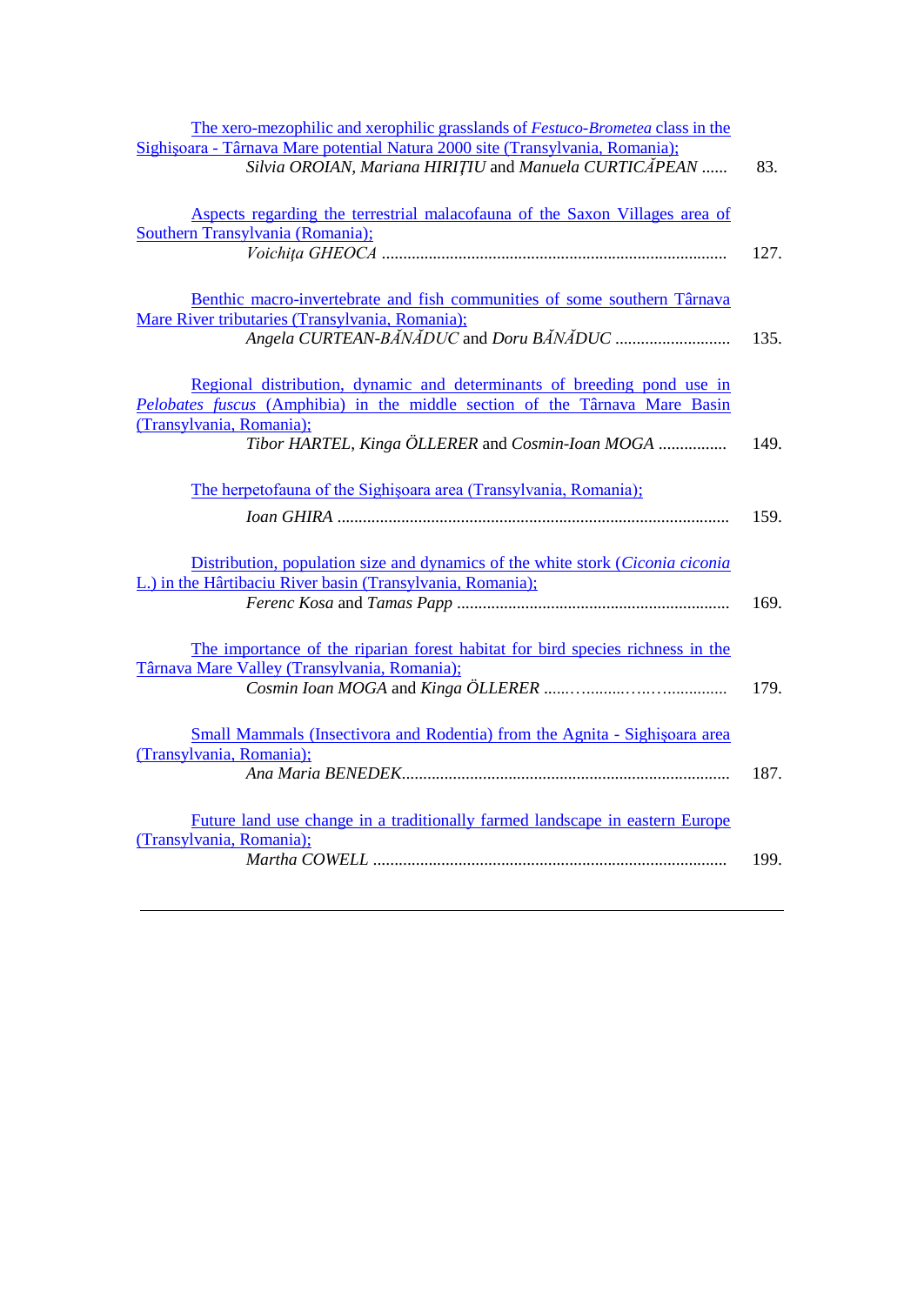The xero-mezophilic and xerophilic grasslands of *Festuco-Brometea* class in the Sighişoara - Târnava Mare potential Natura 2000 site (Transylvania, Romania);
*Silvia OROIAN, Mariana HIRIŢIU* and *Manuela CURTICĂPEAN* ...... 83.

Aspects regarding the terrestrial malacofauna of the Saxon Villages area of Southern Transylvania (Romania);
*Voichiţa GHEOCA* ................................................................................ 127.

Benthic macro-invertebrate and fish communities of some southern Târnava Mare River tributaries (Transylvania, Romania);
*Angela CURTEAN-BĂNĂDUC* and *Doru BĂNĂDUC* ........................... 135.

Regional distribution, dynamic and determinants of breeding pond use in *Pelobates fuscus* (Amphibia) in the middle section of the Târnava Mare Basin (Transylvania, Romania);
*Tibor HARTEL, Kinga ÖLLERER* and *Cosmin-Ioan MOGA* ................ 149.

The herpetofauna of the Sighişoara area (Transylvania, Romania);
*Ioan GHIRA* ........................................................................................... 159.

Distribution, population size and dynamics of the white stork (*Ciconia ciconia* L.) in the Hârtibaciu River basin (Transylvania, Romania);
*Ferenc Kosa* and *Tamas Papp* ................................................................ 169.

The importance of the riparian forest habitat for bird species richness in the Târnava Mare Valley (Transylvania, Romania);
*Cosmin Ioan MOGA* and *Kinga ÖLLERER* ......…........…..…............... 179.

Small Mammals (Insectivora and Rodentia) from the Agnita - Sighişoara area (Transylvania, Romania);
*Ana Maria BENEDEK*............................................................................ 187.

Future land use change in a traditionally farmed landscape in eastern Europe (Transylvania, Romania);
*Martha COWELL* .................................................................................. 199.